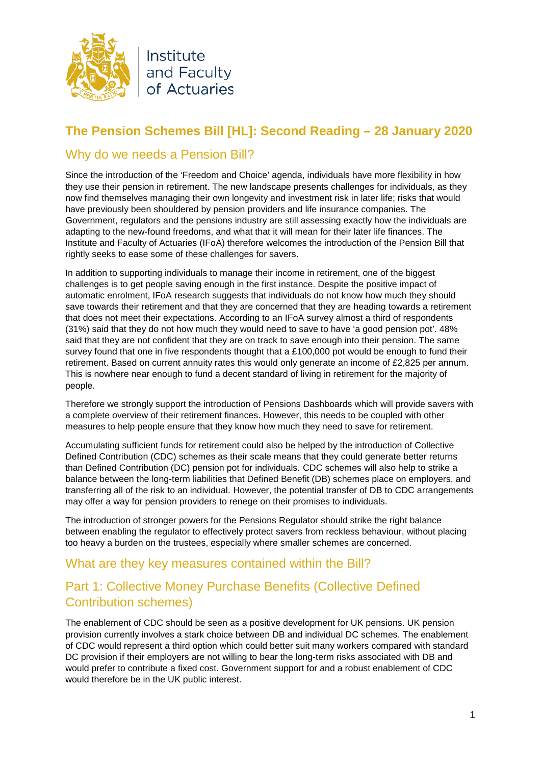Institute and Faculty of Actuaries

# The Pension Schemes Bill [HL]: Second Reading – 28 January 2020

## Why do we needs a Pension Bill?

Since the introduction of the 'Freedom and Choice' agenda, individuals have more flexibility in how they use their pension in retirement. The new landscape presents challenges for individuals, as they now find themselves managing their own longevity and investment risk in later life; risks that would have previously been shouldered by pension providers and life insurance companies. The Government, regulators and the pensions industry are still assessing exactly how the individuals are adapting to the new-found freedoms, and what that it will mean for their later life finances. The Institute and Faculty of Actuaries (IFoA) therefore welcomes the introduction of the Pension Bill that rightly seeks to ease some of these challenges for savers.

In addition to supporting individuals to manage their income in retirement, one of the biggest challenges is to get people saving enough in the first instance. Despite the positive impact of automatic enrolment, IFoA research suggests that individuals do not know how much they should save towards their retirement and that they are concerned that they are heading towards a retirement that does not meet their expectations. According to an IFoA survey almost a third of respondents (31%) said that they do not how much they would need to save to have 'a good pension pot'. 48% said that they are not confident that they are on track to save enough into their pension. The same survey found that one in five respondents thought that a £100,000 pot would be enough to fund their retirement. Based on current annuity rates this would only generate an income of £2,825 per annum. This is nowhere near enough to fund a decent standard of living in retirement for the majority of people.

Therefore we strongly support the introduction of Pensions Dashboards which will provide savers with a complete overview of their retirement finances. However, this needs to be coupled with other measures to help people ensure that they know how much they need to save for retirement.

Accumulating sufficient funds for retirement could also be helped by the introduction of Collective Defined Contribution (CDC) schemes as their scale means that they could generate better returns than Defined Contribution (DC) pension pot for individuals. CDC schemes will also help to strike a balance between the long-term liabilities that Defined Benefit (DB) schemes place on employers, and transferring all of the risk to an individual. However, the potential transfer of DB to CDC arrangements may offer a way for pension providers to renege on their promises to individuals.

The introduction of stronger powers for the Pensions Regulator should strike the right balance between enabling the regulator to effectively protect savers from reckless behaviour, without placing too heavy a burden on the trustees, especially where smaller schemes are concerned.

## What are they key measures contained within the Bill?

## Part 1: Collective Money Purchase Benefits (Collective Defined Contribution schemes)

The enablement of CDC should be seen as a positive development for UK pensions. UK pension provision currently involves a stark choice between DB and individual DC schemes. The enablement of CDC would represent a third option which could better suit many workers compared with standard DC provision if their employers are not willing to bear the long-term risks associated with DB and would prefer to contribute a fixed cost. Government support for and a robust enablement of CDC would therefore be in the UK public interest.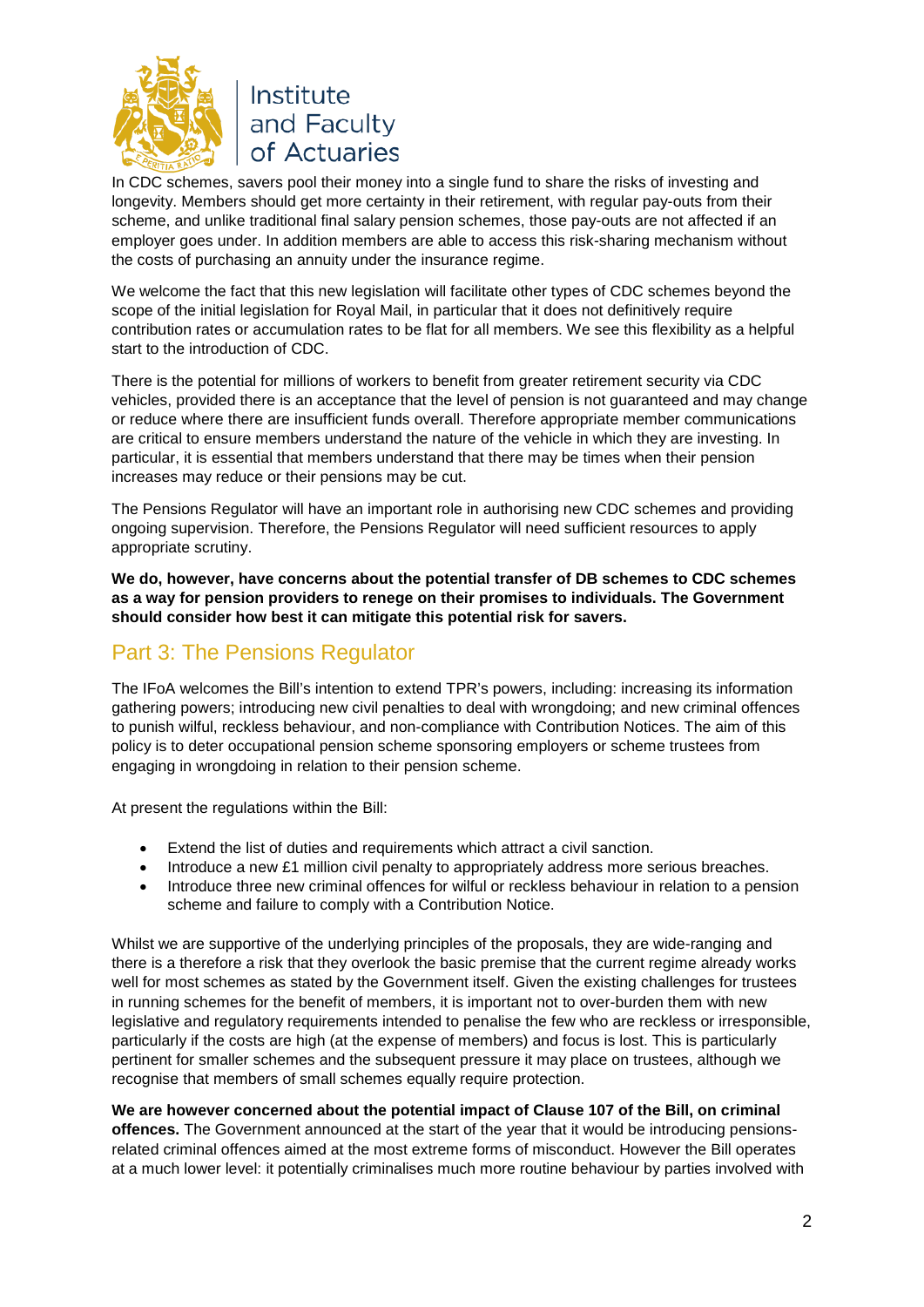In CDC schemes, savers pool their money into a single fund to share the risks of investing and longevity. Members should get more certainty in their retirement, with regular pay-outs from their scheme, and unlike traditional final salary pension schemes, those pay-outs are not affected if an employer goes under. In addition members are able to access this risk-sharing mechanism without the costs of purchasing an annuity under the insurance regime.

We welcome the fact that this new legislation will facilitate other types of CDC schemes beyond the scope of the initial legislation for Royal Mail, in particular that it does not definitively require contribution rates or accumulation rates to be flat for all members. We see this flexibility as a helpful start to the introduction of CDC.

There is the potential for millions of workers to benefit from greater retirement security via CDC vehicles, provided there is an acceptance that the level of pension is not guaranteed and may change or reduce where there are insufficient funds overall. Therefore appropriate member communications are critical to ensure members understand the nature of the vehicle in which they are investing. In particular, it is essential that members understand that there may be times when their pension increases may reduce or their pensions may be cut.

The Pensions Regulator will have an important role in authorising new CDC schemes and providing ongoing supervision. Therefore, the Pensions Regulator will need sufficient resources to apply appropriate scrutiny.

**We do, however, have concerns about the potential transfer of DB schemes to CDC schemes as a way for pension providers to renege on their promises to individuals. The Government should consider how best it can mitigate this potential risk for savers.**

## Part 3: The Pensions Regulator

The IFoA welcomes the Bill's intention to extend TPR's powers, including: increasing its information gathering powers; introducing new civil penalties to deal with wrongdoing; and new criminal offences to punish wilful, reckless behaviour, and non-compliance with Contribution Notices. The aim of this policy is to deter occupational pension scheme sponsoring employers or scheme trustees from engaging in wrongdoing in relation to their pension scheme.

At present the regulations within the Bill:

- Extend the list of duties and requirements which attract a civil sanction.
- Introduce a new £1 million civil penalty to appropriately address more serious breaches.
- Introduce three new criminal offences for wilful or reckless behaviour in relation to a pension scheme and failure to comply with a Contribution Notice.

Whilst we are supportive of the underlying principles of the proposals, they are wide-ranging and there is a therefore a risk that they overlook the basic premise that the current regime already works well for most schemes as stated by the Government itself. Given the existing challenges for trustees in running schemes for the benefit of members, it is important not to over-burden them with new legislative and regulatory requirements intended to penalise the few who are reckless or irresponsible, particularly if the costs are high (at the expense of members) and focus is lost. This is particularly pertinent for smaller schemes and the subsequent pressure it may place on trustees, although we recognise that members of small schemes equally require protection.

**We are however concerned about the potential impact of Clause 107 of the Bill, on criminal offences.** The Government announced at the start of the year that it would be introducing pensions-related criminal offences aimed at the most extreme forms of misconduct. However the Bill operates at a much lower level: it potentially criminalises much more routine behaviour by parties involved with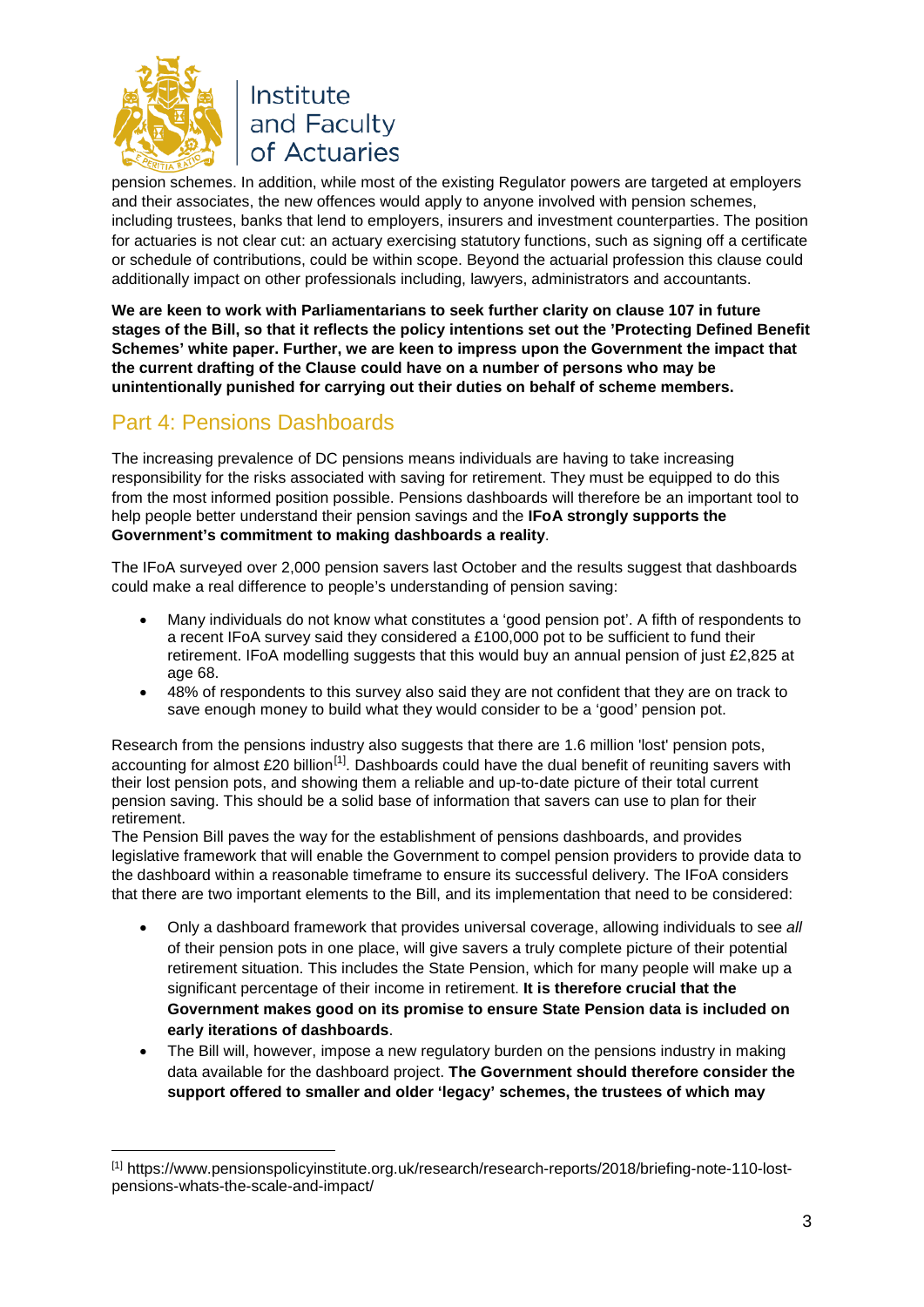pension schemes. In addition, while most of the existing Regulator powers are targeted at employers and their associates, the new offences would apply to anyone involved with pension schemes, including trustees, banks that lend to employers, insurers and investment counterparties. The position for actuaries is not clear cut: an actuary exercising statutory functions, such as signing off a certificate or schedule of contributions, could be within scope. Beyond the actuarial profession this clause could additionally impact on other professionals including, lawyers, administrators and accountants.

**We are keen to work with Parliamentarians to seek further clarity on clause 107 in future stages of the Bill, so that it reflects the policy intentions set out the 'Protecting Defined Benefit Schemes' white paper. Further, we are keen to impress upon the Government the impact that the current drafting of the Clause could have on a number of persons who may be unintentionally punished for carrying out their duties on behalf of scheme members.**

## Part 4: Pensions Dashboards

The increasing prevalence of DC pensions means individuals are having to take increasing responsibility for the risks associated with saving for retirement. They must be equipped to do this from the most informed position possible. Pensions dashboards will therefore be an important tool to help people better understand their pension savings and the **IFoA strongly supports the Government's commitment to making dashboards a reality**.

The IFoA surveyed over 2,000 pension savers last October and the results suggest that dashboards could make a real difference to people's understanding of pension saving:

- Many individuals do not know what constitutes a 'good pension pot'. A fifth of respondents to a recent IFoA survey said they considered a £100,000 pot to be sufficient to fund their retirement. IFoA modelling suggests that this would buy an annual pension of just £2,825 at age 68.
- 48% of respondents to this survey also said they are not confident that they are on track to save enough money to build what they would consider to be a 'good' pension pot.

Research from the pensions industry also suggests that there are 1.6 million 'lost' pension pots, accounting for almost £20 billion[1]. Dashboards could have the dual benefit of reuniting savers with their lost pension pots, and showing them a reliable and up-to-date picture of their total current pension saving. This should be a solid base of information that savers can use to plan for their retirement.

The Pension Bill paves the way for the establishment of pensions dashboards, and provides legislative framework that will enable the Government to compel pension providers to provide data to the dashboard within a reasonable timeframe to ensure its successful delivery. The IFoA considers that there are two important elements to the Bill, and its implementation that need to be considered:

- Only a dashboard framework that provides universal coverage, allowing individuals to see *all* of their pension pots in one place, will give savers a truly complete picture of their potential retirement situation. This includes the State Pension, which for many people will make up a significant percentage of their income in retirement. **It is therefore crucial that the Government makes good on its promise to ensure State Pension data is included on early iterations of dashboards**.
- The Bill will, however, impose a new regulatory burden on the pensions industry in making data available for the dashboard project. **The Government should therefore consider the support offered to smaller and older 'legacy' schemes, the trustees of which may**

[1] https://www.pensionspolicyinstitute.org.uk/research/research-reports/2018/briefing-note-110-lost-pensions-whats-the-scale-and-impact/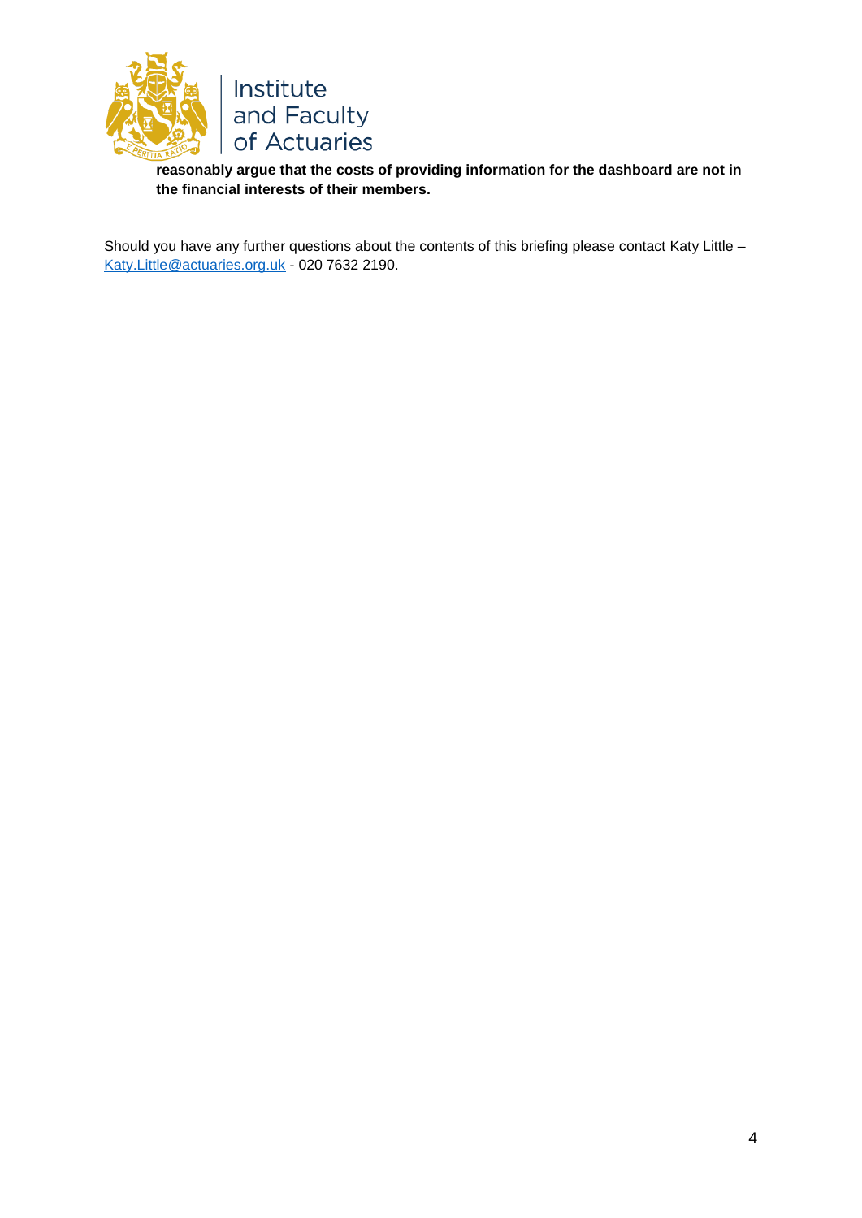**reasonably argue that the costs of providing information for the dashboard are not in the financial interests of their members.**

Should you have any further questions about the contents of this briefing please contact Katy Little – Katy.Little@actuaries.org.uk - 020 7632 2190.